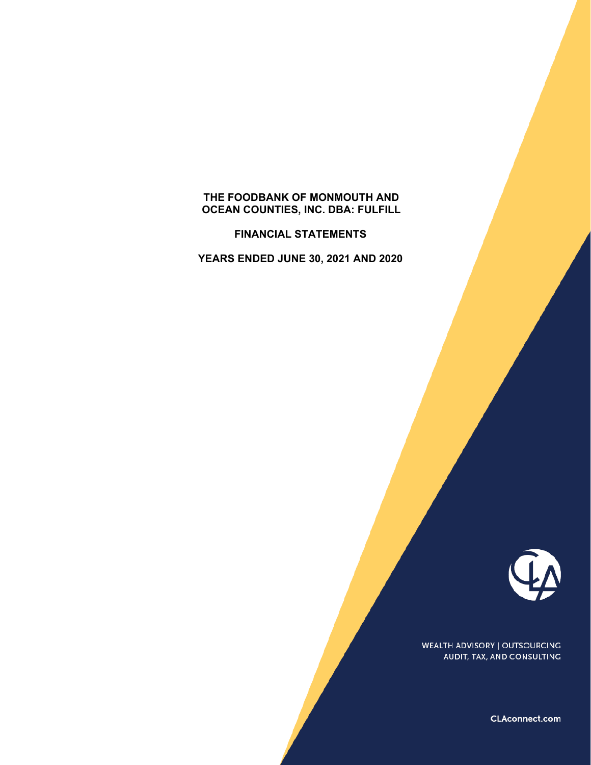# THE FOODBANK OF MONMOUTH AND OCEAN COUNTIES, INC. DBA: FULFILL

## FINANCIAL STATEMENTS

## YEARS ENDED JUNE 30, 2021 AND 2020

WEALTH ADVISORY | OUTSOURCING
AUDIT, TAX, AND CONSULTING

CLAconnect.com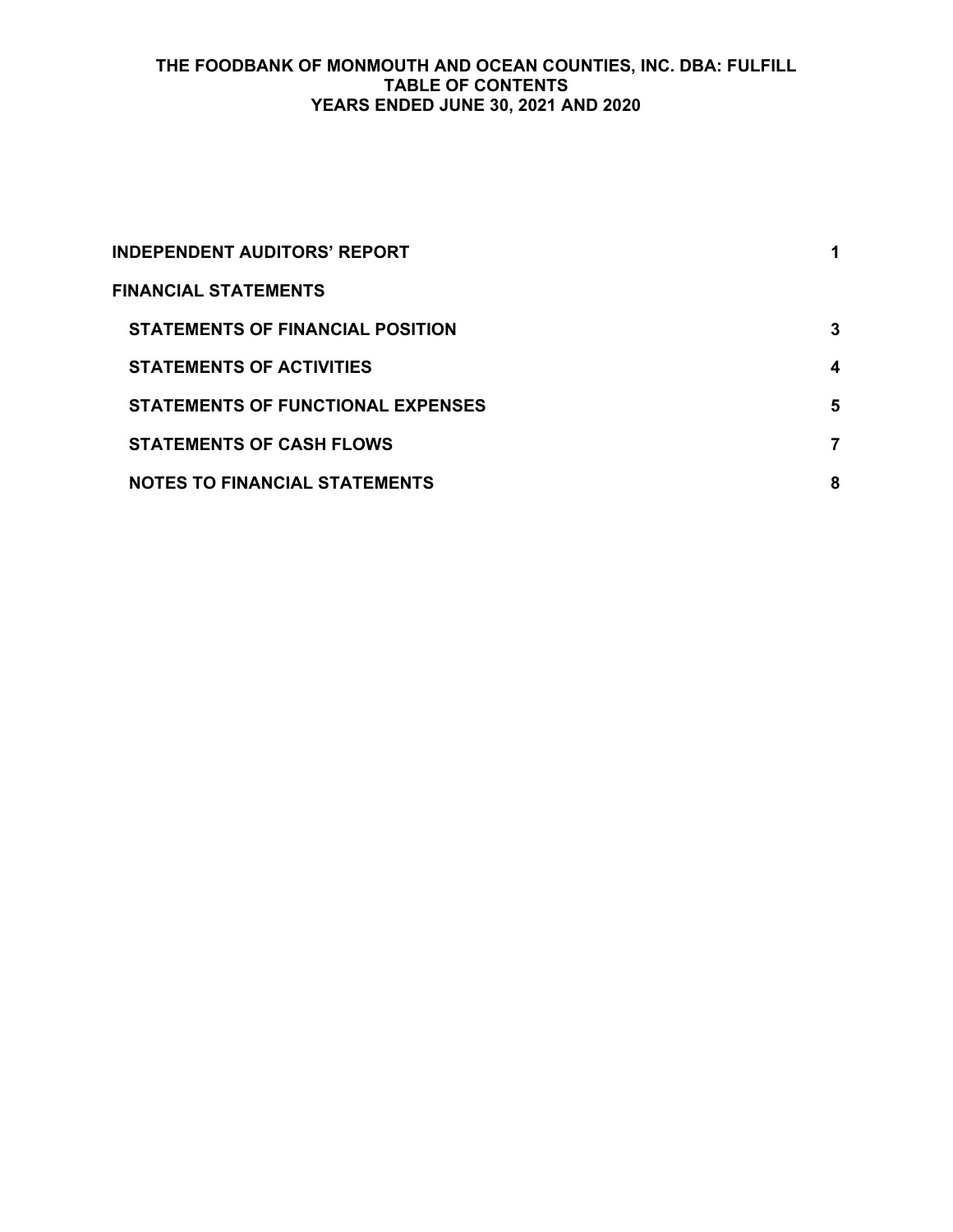# THE FOODBANK OF MONMOUTH AND OCEAN COUNTIES, INC. DBA: FULFILL
## TABLE OF CONTENTS
## YEARS ENDED JUNE 30, 2021 AND 2020

| | |
|---|---|
| **INDEPENDENT AUDITORS' REPORT** | **1** |
| **FINANCIAL STATEMENTS** | |
| **STATEMENTS OF FINANCIAL POSITION** | **3** |
| **STATEMENTS OF ACTIVITIES** | **4** |
| **STATEMENTS OF FUNCTIONAL EXPENSES** | **5** |
| **STATEMENTS OF CASH FLOWS** | **7** |
| **NOTES TO FINANCIAL STATEMENTS** | **8** |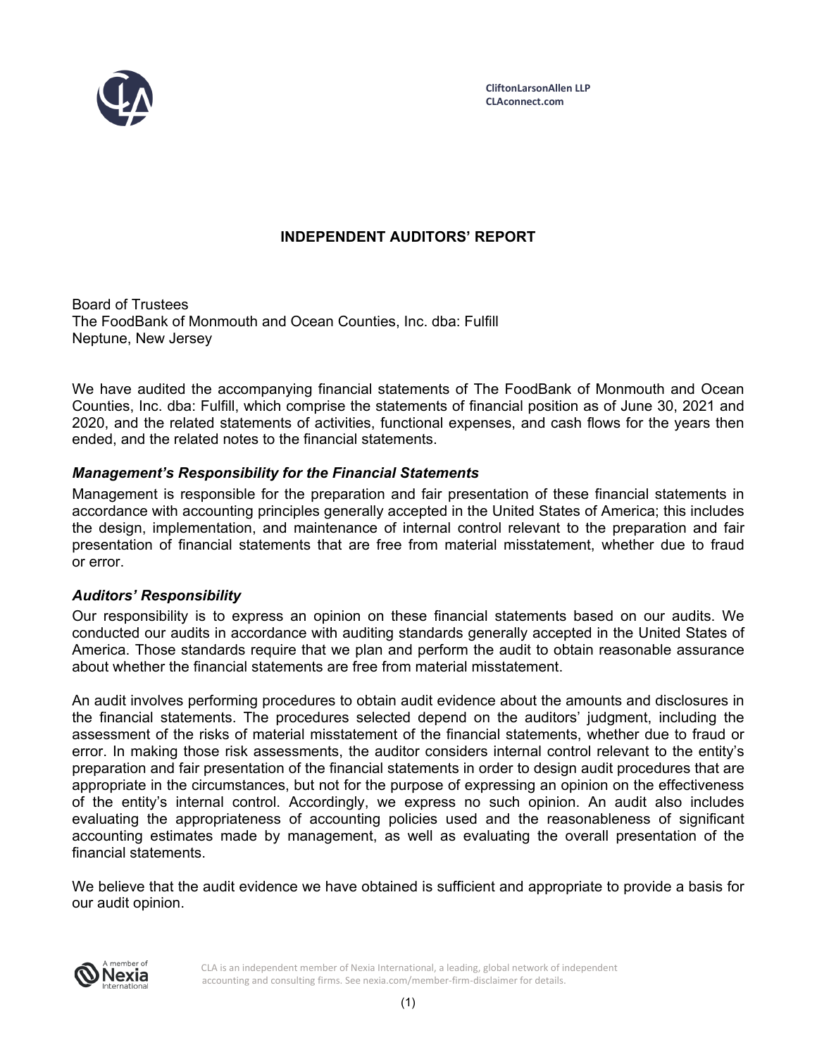CliftonLarsonAllen LLP
CLAconnect.com

# INDEPENDENT AUDITORS' REPORT

Board of Trustees
The FoodBank of Monmouth and Ocean Counties, Inc. dba: Fulfill
Neptune, New Jersey

We have audited the accompanying financial statements of The FoodBank of Monmouth and Ocean Counties, Inc. dba: Fulfill, which comprise the statements of financial position as of June 30, 2021 and 2020, and the related statements of activities, functional expenses, and cash flows for the years then ended, and the related notes to the financial statements.

### *Management's Responsibility for the Financial Statements*

Management is responsible for the preparation and fair presentation of these financial statements in accordance with accounting principles generally accepted in the United States of America; this includes the design, implementation, and maintenance of internal control relevant to the preparation and fair presentation of financial statements that are free from material misstatement, whether due to fraud or error.

### *Auditors' Responsibility*

Our responsibility is to express an opinion on these financial statements based on our audits. We conducted our audits in accordance with auditing standards generally accepted in the United States of America. Those standards require that we plan and perform the audit to obtain reasonable assurance about whether the financial statements are free from material misstatement.

An audit involves performing procedures to obtain audit evidence about the amounts and disclosures in the financial statements. The procedures selected depend on the auditors' judgment, including the assessment of the risks of material misstatement of the financial statements, whether due to fraud or error. In making those risk assessments, the auditor considers internal control relevant to the entity's preparation and fair presentation of the financial statements in order to design audit procedures that are appropriate in the circumstances, but not for the purpose of expressing an opinion on the effectiveness of the entity's internal control. Accordingly, we express no such opinion. An audit also includes evaluating the appropriateness of accounting policies used and the reasonableness of significant accounting estimates made by management, as well as evaluating the overall presentation of the financial statements.

We believe that the audit evidence we have obtained is sufficient and appropriate to provide a basis for our audit opinion.

CLA is an independent member of Nexia International, a leading, global network of independent accounting and consulting firms. See nexia.com/member-firm-disclaimer for details.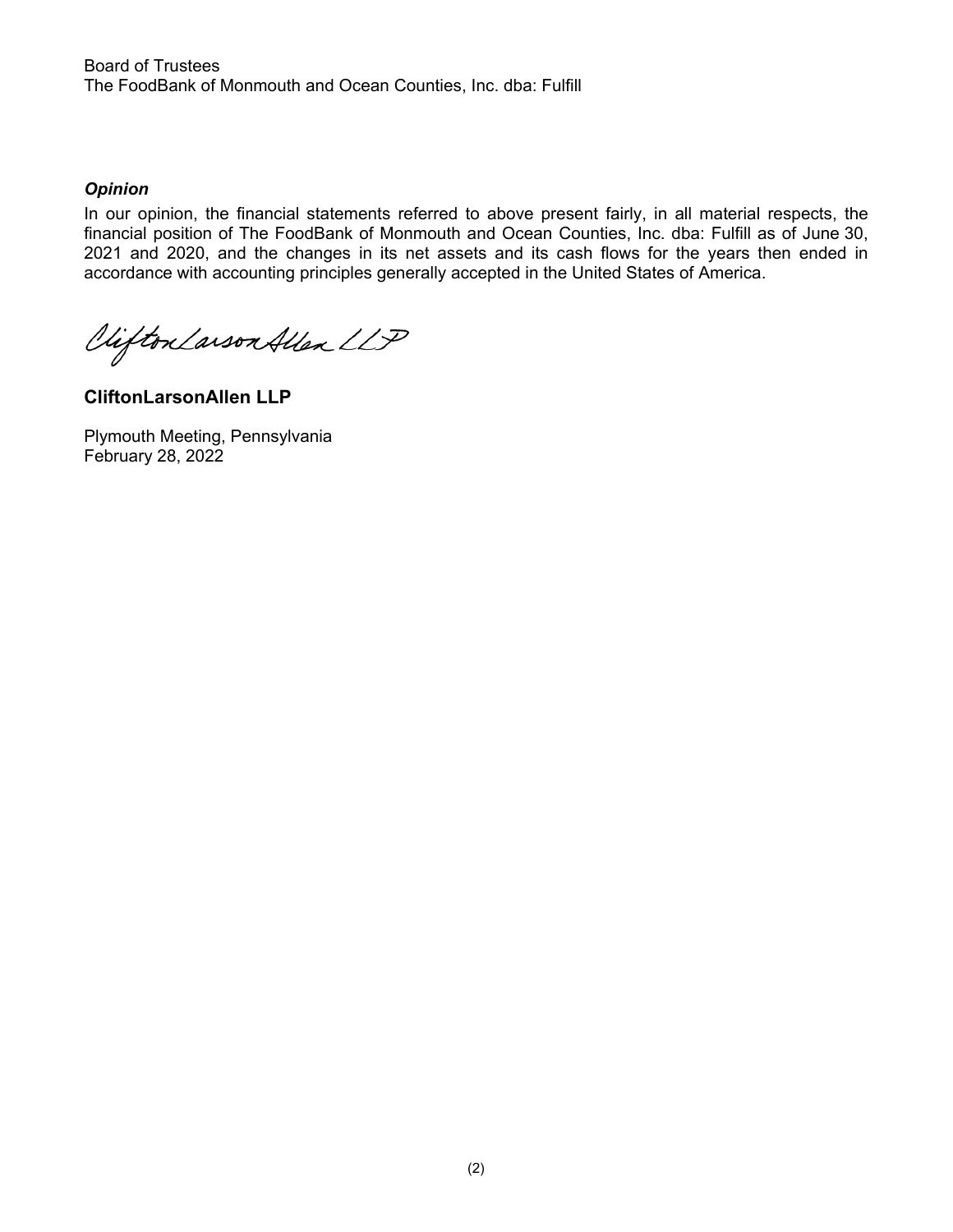Board of Trustees
The FoodBank of Monmouth and Ocean Counties, Inc. dba: Fulfill

***Opinion***

In our opinion, the financial statements referred to above present fairly, in all material respects, the financial position of The FoodBank of Monmouth and Ocean Counties, Inc. dba: Fulfill as of June 30, 2021 and 2020, and the changes in its net assets and its cash flows for the years then ended in accordance with accounting principles generally accepted in the United States of America.

CliftonLarsonAllen LLP

**CliftonLarsonAllen LLP**

Plymouth Meeting, Pennsylvania
February 28, 2022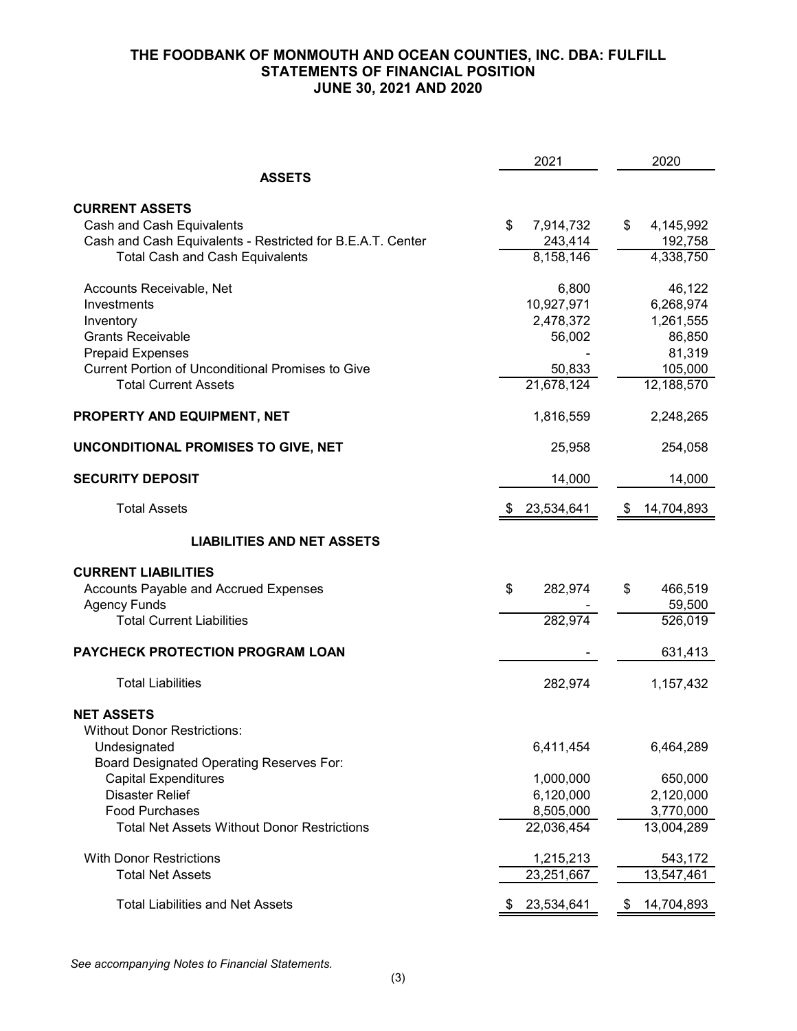# THE FOODBANK OF MONMOUTH AND OCEAN COUNTIES, INC. DBA: FULFILL
## STATEMENTS OF FINANCIAL POSITION
### JUNE 30, 2021 AND 2020

| | 2021 | 2020 |
|---|---|---|
| **ASSETS** | | |
| **CURRENT ASSETS** | | |
| Cash and Cash Equivalents | $ 7,914,732 | $ 4,145,992 |
| Cash and Cash Equivalents - Restricted for B.E.A.T. Center | 243,414 | 192,758 |
| Total Cash and Cash Equivalents | 8,158,146 | 4,338,750 |
| Accounts Receivable, Net | 6,800 | 46,122 |
| Investments | 10,927,971 | 6,268,974 |
| Inventory | 2,478,372 | 1,261,555 |
| Grants Receivable | 56,002 | 86,850 |
| Prepaid Expenses | - | 81,319 |
| Current Portion of Unconditional Promises to Give | 50,833 | 105,000 |
| Total Current Assets | 21,678,124 | 12,188,570 |
| **PROPERTY AND EQUIPMENT, NET** | 1,816,559 | 2,248,265 |
| **UNCONDITIONAL PROMISES TO GIVE, NET** | 25,958 | 254,058 |
| **SECURITY DEPOSIT** | 14,000 | 14,000 |
| Total Assets | $ 23,534,641 | $ 14,704,893 |
| **LIABILITIES AND NET ASSETS** | | |
| **CURRENT LIABILITIES** | | |
| Accounts Payable and Accrued Expenses | $ 282,974 | $ 466,519 |
| Agency Funds | - | 59,500 |
| Total Current Liabilities | 282,974 | 526,019 |
| **PAYCHECK PROTECTION PROGRAM LOAN** | - | 631,413 |
| Total Liabilities | 282,974 | 1,157,432 |
| **NET ASSETS** | | |
| Without Donor Restrictions: | | |
| Undesignated | 6,411,454 | 6,464,289 |
| Board Designated Operating Reserves For: | | |
| Capital Expenditures | 1,000,000 | 650,000 |
| Disaster Relief | 6,120,000 | 2,120,000 |
| Food Purchases | 8,505,000 | 3,770,000 |
| Total Net Assets Without Donor Restrictions | 22,036,454 | 13,004,289 |
| With Donor Restrictions | 1,215,213 | 543,172 |
| Total Net Assets | 23,251,667 | 13,547,461 |
| Total Liabilities and Net Assets | $ 23,534,641 | $ 14,704,893 |

*See accompanying Notes to Financial Statements.*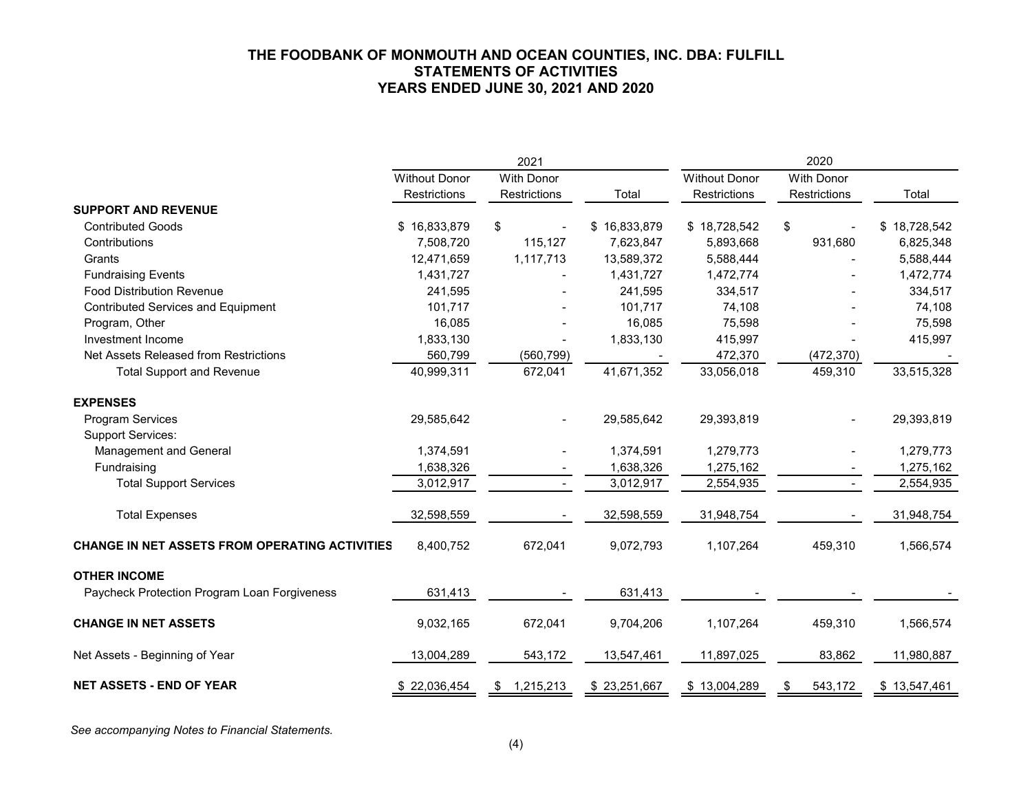# THE FOODBANK OF MONMOUTH AND OCEAN COUNTIES, INC. DBA: FULFILL
## STATEMENTS OF ACTIVITIES
## YEARS ENDED JUNE 30, 2021 AND 2020

| | 2021 | | | 2020 | | |
|---|---|---|---|---|---|---|
| | Without Donor Restrictions | With Donor Restrictions | Total | Without Donor Restrictions | With Donor Restrictions | Total |
| **SUPPORT AND REVENUE** | | | | | | |
| Contributed Goods | $ 16,833,879 | $ - | $ 16,833,879 | $ 18,728,542 | $ - | $ 18,728,542 |
| Contributions | 7,508,720 | 115,127 | 7,623,847 | 5,893,668 | 931,680 | 6,825,348 |
| Grants | 12,471,659 | 1,117,713 | 13,589,372 | 5,588,444 | - | 5,588,444 |
| Fundraising Events | 1,431,727 | - | 1,431,727 | 1,472,774 | - | 1,472,774 |
| Food Distribution Revenue | 241,595 | - | 241,595 | 334,517 | - | 334,517 |
| Contributed Services and Equipment | 101,717 | - | 101,717 | 74,108 | - | 74,108 |
| Program, Other | 16,085 | - | 16,085 | 75,598 | - | 75,598 |
| Investment Income | 1,833,130 | - | 1,833,130 | 415,997 | - | 415,997 |
| Net Assets Released from Restrictions | 560,799 | (560,799) | - | 472,370 | (472,370) | - |
| Total Support and Revenue | 40,999,311 | 672,041 | 41,671,352 | 33,056,018 | 459,310 | 33,515,328 |
| **EXPENSES** | | | | | | |
| Program Services | 29,585,642 | - | 29,585,642 | 29,393,819 | - | 29,393,819 |
| Support Services: | | | | | | |
| Management and General | 1,374,591 | - | 1,374,591 | 1,279,773 | - | 1,279,773 |
| Fundraising | 1,638,326 | - | 1,638,326 | 1,275,162 | - | 1,275,162 |
| Total Support Services | 3,012,917 | - | 3,012,917 | 2,554,935 | - | 2,554,935 |
| Total Expenses | 32,598,559 | - | 32,598,559 | 31,948,754 | - | 31,948,754 |
| **CHANGE IN NET ASSETS FROM OPERATING ACTIVITIES** | 8,400,752 | 672,041 | 9,072,793 | 1,107,264 | 459,310 | 1,566,574 |
| **OTHER INCOME** | | | | | | |
| Paycheck Protection Program Loan Forgiveness | 631,413 | - | 631,413 | - | - | - |
| **CHANGE IN NET ASSETS** | 9,032,165 | 672,041 | 9,704,206 | 1,107,264 | 459,310 | 1,566,574 |
| Net Assets - Beginning of Year | 13,004,289 | 543,172 | 13,547,461 | 11,897,025 | 83,862 | 11,980,887 |
| **NET ASSETS - END OF YEAR** | $ 22,036,454 | $ 1,215,213 | $ 23,251,667 | $ 13,004,289 | $ 543,172 | $ 13,547,461 |

*See accompanying Notes to Financial Statements.*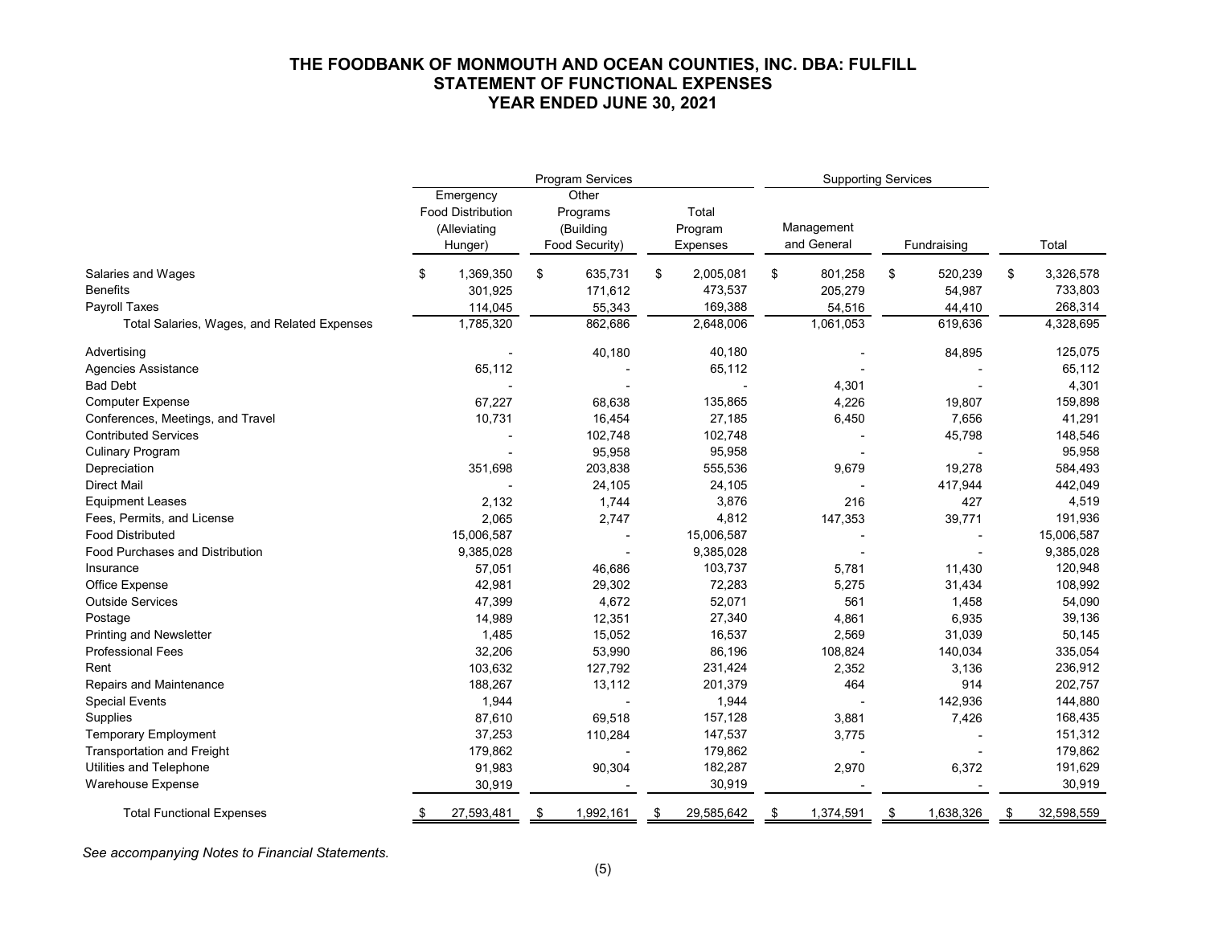# THE FOODBANK OF MONMOUTH AND OCEAN COUNTIES, INC. DBA: FULFILL
## STATEMENT OF FUNCTIONAL EXPENSES
## YEAR ENDED JUNE 30, 2021

| | Program Services | | | Supporting Services | | |
|---|---|---|---|---|---|---|
| | Emergency Food Distribution (Alleviating Hunger) | Other Programs (Building Food Security) | Total Program Expenses | Management and General | Fundraising | Total |
| Salaries and Wages | $ 1,369,350 | $ 635,731 | $ 2,005,081 | $ 801,258 | $ 520,239 | $ 3,326,578 |
| Benefits | 301,925 | 171,612 | 473,537 | 205,279 | 54,987 | 733,803 |
| Payroll Taxes | 114,045 | 55,343 | 169,388 | 54,516 | 44,410 | 268,314 |
| Total Salaries, Wages, and Related Expenses | 1,785,320 | 862,686 | 2,648,006 | 1,061,053 | 619,636 | 4,328,695 |
| Advertising | - | 40,180 | 40,180 | - | 84,895 | 125,075 |
| Agencies Assistance | 65,112 | - | 65,112 | - | - | 65,112 |
| Bad Debt | - | - | - | 4,301 | - | 4,301 |
| Computer Expense | 67,227 | 68,638 | 135,865 | 4,226 | 19,807 | 159,898 |
| Conferences, Meetings, and Travel | 10,731 | 16,454 | 27,185 | 6,450 | 7,656 | 41,291 |
| Contributed Services | - | 102,748 | 102,748 | - | 45,798 | 148,546 |
| Culinary Program | - | 95,958 | 95,958 | - | - | 95,958 |
| Depreciation | 351,698 | 203,838 | 555,536 | 9,679 | 19,278 | 584,493 |
| Direct Mail | - | 24,105 | 24,105 | - | 417,944 | 442,049 |
| Equipment Leases | 2,132 | 1,744 | 3,876 | 216 | 427 | 4,519 |
| Fees, Permits, and License | 2,065 | 2,747 | 4,812 | 147,353 | 39,771 | 191,936 |
| Food Distributed | 15,006,587 | - | 15,006,587 | - | - | 15,006,587 |
| Food Purchases and Distribution | 9,385,028 | - | 9,385,028 | - | - | 9,385,028 |
| Insurance | 57,051 | 46,686 | 103,737 | 5,781 | 11,430 | 120,948 |
| Office Expense | 42,981 | 29,302 | 72,283 | 5,275 | 31,434 | 108,992 |
| Outside Services | 47,399 | 4,672 | 52,071 | 561 | 1,458 | 54,090 |
| Postage | 14,989 | 12,351 | 27,340 | 4,861 | 6,935 | 39,136 |
| Printing and Newsletter | 1,485 | 15,052 | 16,537 | 2,569 | 31,039 | 50,145 |
| Professional Fees | 32,206 | 53,990 | 86,196 | 108,824 | 140,034 | 335,054 |
| Rent | 103,632 | 127,792 | 231,424 | 2,352 | 3,136 | 236,912 |
| Repairs and Maintenance | 188,267 | 13,112 | 201,379 | 464 | 914 | 202,757 |
| Special Events | 1,944 | - | 1,944 | - | 142,936 | 144,880 |
| Supplies | 87,610 | 69,518 | 157,128 | 3,881 | 7,426 | 168,435 |
| Temporary Employment | 37,253 | 110,284 | 147,537 | 3,775 | - | 151,312 |
| Transportation and Freight | 179,862 | - | 179,862 | - | - | 179,862 |
| Utilities and Telephone | 91,983 | 90,304 | 182,287 | 2,970 | 6,372 | 191,629 |
| Warehouse Expense | 30,919 | - | 30,919 | - | - | 30,919 |
| Total Functional Expenses | $ 27,593,481 | $ 1,992,161 | $ 29,585,642 | $ 1,374,591 | $ 1,638,326 | $ 32,598,559 |

*See accompanying Notes to Financial Statements.*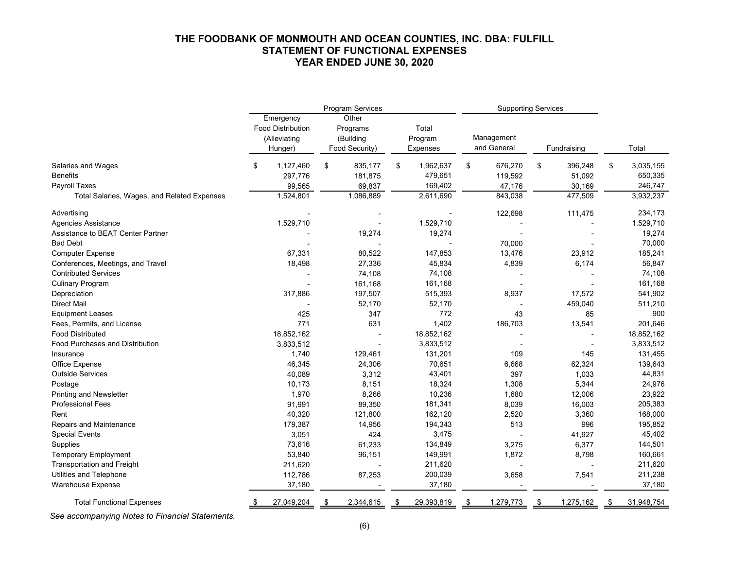# THE FOODBANK OF MONMOUTH AND OCEAN COUNTIES, INC. DBA: FULFILL
## STATEMENT OF FUNCTIONAL EXPENSES
## YEAR ENDED JUNE 30, 2020

| | Program Services | | | Supporting Services | | |
|---|---|---|---|---|---|---|
| | Emergency Food Distribution (Alleviating Hunger) | Other Programs (Building Food Security) | Total Program Expenses | Management and General | Fundraising | Total |
| Salaries and Wages | $ 1,127,460 | $ 835,177 | $ 1,962,637 | $ 676,270 | $ 396,248 | $ 3,035,155 |
| Benefits | 297,776 | 181,875 | 479,651 | 119,592 | 51,092 | 650,335 |
| Payroll Taxes | 99,565 | 69,837 | 169,402 | 47,176 | 30,169 | 246,747 |
| Total Salaries, Wages, and Related Expenses | 1,524,801 | 1,086,889 | 2,611,690 | 843,038 | 477,509 | 3,932,237 |
| Advertising | - | - | - | 122,698 | 111,475 | 234,173 |
| Agencies Assistance | 1,529,710 | - | 1,529,710 | - | - | 1,529,710 |
| Assistance to BEAT Center Partner | - | 19,274 | 19,274 | - | - | 19,274 |
| Bad Debt | - | - | - | 70,000 | - | 70,000 |
| Computer Expense | 67,331 | 80,522 | 147,853 | 13,476 | 23,912 | 185,241 |
| Conferences, Meetings, and Travel | 18,498 | 27,336 | 45,834 | 4,839 | 6,174 | 56,847 |
| Contributed Services | - | 74,108 | 74,108 | - | - | 74,108 |
| Culinary Program | - | 161,168 | 161,168 | - | - | 161,168 |
| Depreciation | 317,886 | 197,507 | 515,393 | 8,937 | 17,572 | 541,902 |
| Direct Mail | - | 52,170 | 52,170 | - | 459,040 | 511,210 |
| Equipment Leases | 425 | 347 | 772 | 43 | 85 | 900 |
| Fees, Permits, and License | 771 | 631 | 1,402 | 186,703 | 13,541 | 201,646 |
| Food Distributed | 18,852,162 | - | 18,852,162 | - | - | 18,852,162 |
| Food Purchases and Distribution | 3,833,512 | - | 3,833,512 | - | - | 3,833,512 |
| Insurance | 1,740 | 129,461 | 131,201 | 109 | 145 | 131,455 |
| Office Expense | 46,345 | 24,306 | 70,651 | 6,668 | 62,324 | 139,643 |
| Outside Services | 40,089 | 3,312 | 43,401 | 397 | 1,033 | 44,831 |
| Postage | 10,173 | 8,151 | 18,324 | 1,308 | 5,344 | 24,976 |
| Printing and Newsletter | 1,970 | 8,266 | 10,236 | 1,680 | 12,006 | 23,922 |
| Professional Fees | 91,991 | 89,350 | 181,341 | 8,039 | 16,003 | 205,383 |
| Rent | 40,320 | 121,800 | 162,120 | 2,520 | 3,360 | 168,000 |
| Repairs and Maintenance | 179,387 | 14,956 | 194,343 | 513 | 996 | 195,852 |
| Special Events | 3,051 | 424 | 3,475 | - | 41,927 | 45,402 |
| Supplies | 73,616 | 61,233 | 134,849 | 3,275 | 6,377 | 144,501 |
| Temporary Employment | 53,840 | 96,151 | 149,991 | 1,872 | 8,798 | 160,661 |
| Transportation and Freight | 211,620 | - | 211,620 | - | - | 211,620 |
| Utilities and Telephone | 112,786 | 87,253 | 200,039 | 3,658 | 7,541 | 211,238 |
| Warehouse Expense | 37,180 | - | 37,180 | - | - | 37,180 |
| Total Functional Expenses | $ 27,049,204 | $ 2,344,615 | $ 29,393,819 | $ 1,279,773 | $ 1,275,162 | $ 31,948,754 |

*See accompanying Notes to Financial Statements.*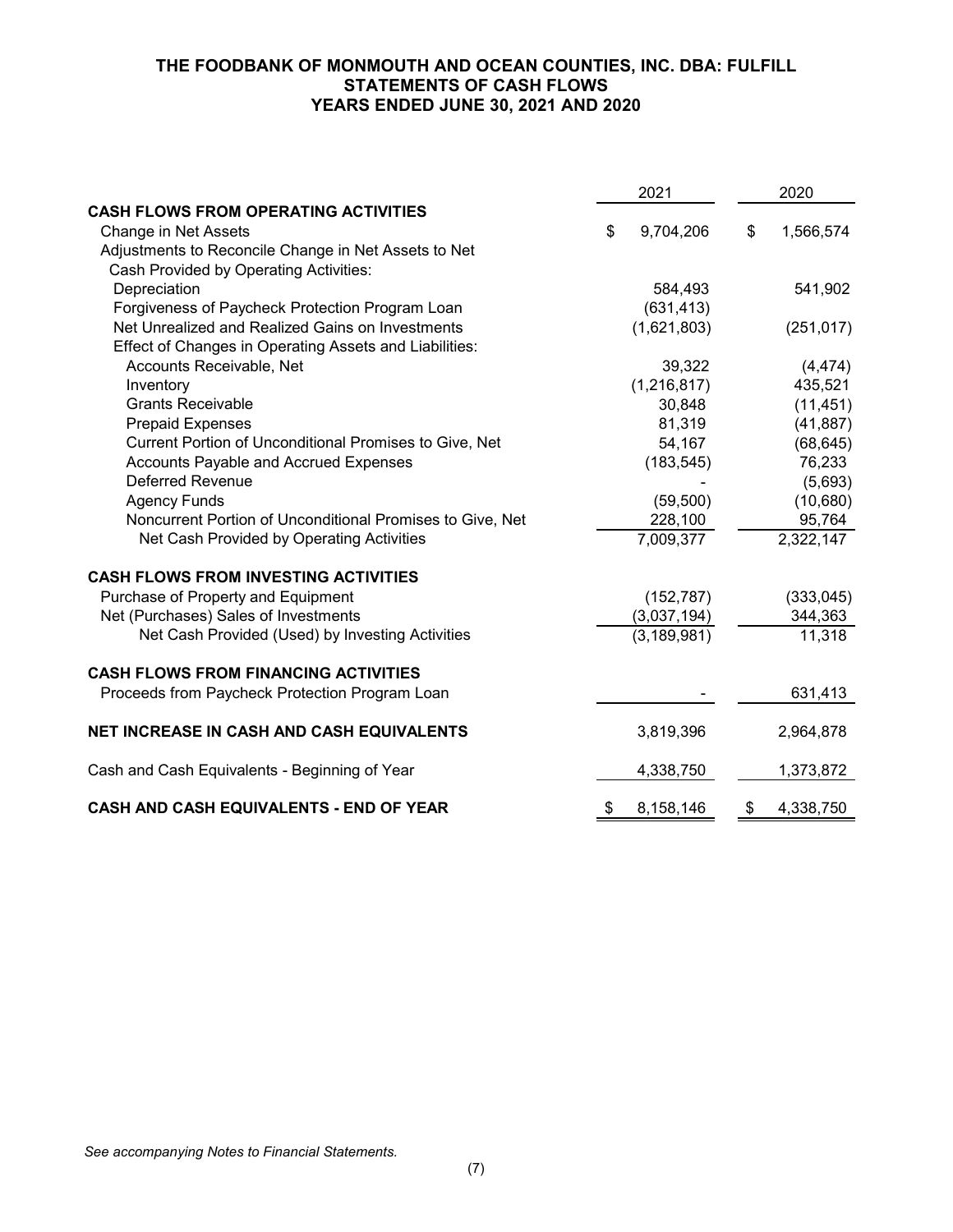# THE FOODBANK OF MONMOUTH AND OCEAN COUNTIES, INC. DBA: FULFILL
## STATEMENTS OF CASH FLOWS
## YEARS ENDED JUNE 30, 2021 AND 2020

| | 2021 | 2020 |
|---|---|---|
| **CASH FLOWS FROM OPERATING ACTIVITIES** | | |
| Change in Net Assets | $ 9,704,206 | $ 1,566,574 |
| Adjustments to Reconcile Change in Net Assets to Net Cash Provided by Operating Activities: | | |
| Depreciation | 584,493 | 541,902 |
| Forgiveness of Paycheck Protection Program Loan | (631,413) | |
| Net Unrealized and Realized Gains on Investments | (1,621,803) | (251,017) |
| Effect of Changes in Operating Assets and Liabilities: | | |
| Accounts Receivable, Net | 39,322 | (4,474) |
| Inventory | (1,216,817) | 435,521 |
| Grants Receivable | 30,848 | (11,451) |
| Prepaid Expenses | 81,319 | (41,887) |
| Current Portion of Unconditional Promises to Give, Net | 54,167 | (68,645) |
| Accounts Payable and Accrued Expenses | (183,545) | 76,233 |
| Deferred Revenue | - | (5,693) |
| Agency Funds | (59,500) | (10,680) |
| Noncurrent Portion of Unconditional Promises to Give, Net | 228,100 | 95,764 |
| Net Cash Provided by Operating Activities | 7,009,377 | 2,322,147 |
| **CASH FLOWS FROM INVESTING ACTIVITIES** | | |
| Purchase of Property and Equipment | (152,787) | (333,045) |
| Net (Purchases) Sales of Investments | (3,037,194) | 344,363 |
| Net Cash Provided (Used) by Investing Activities | (3,189,981) | 11,318 |
| **CASH FLOWS FROM FINANCING ACTIVITIES** | | |
| Proceeds from Paycheck Protection Program Loan | - | 631,413 |
| **NET INCREASE IN CASH AND CASH EQUIVALENTS** | 3,819,396 | 2,964,878 |
| Cash and Cash Equivalents - Beginning of Year | 4,338,750 | 1,373,872 |
| **CASH AND CASH EQUIVALENTS - END OF YEAR** | $ 8,158,146 | $ 4,338,750 |

*See accompanying Notes to Financial Statements.*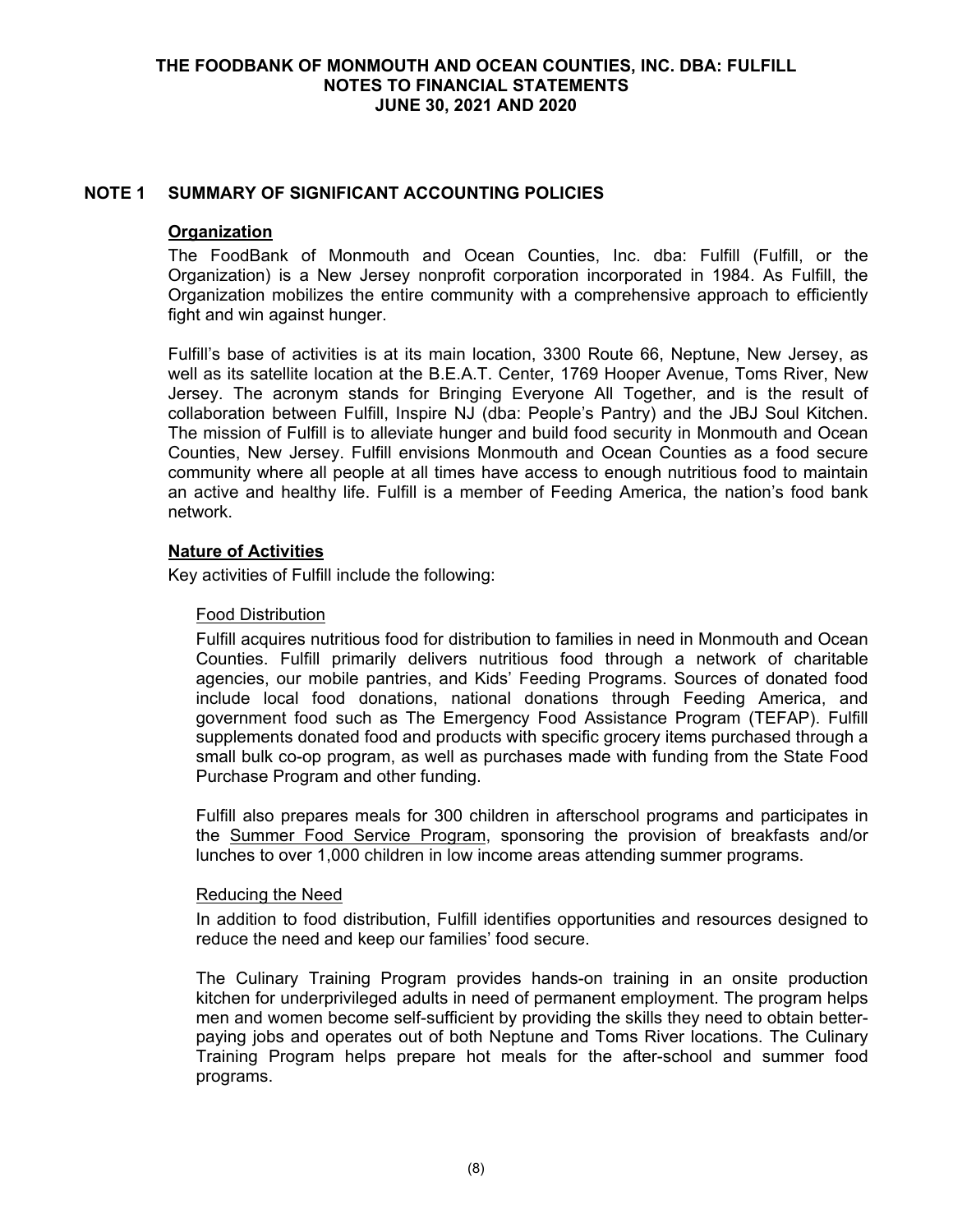# THE FOODBANK OF MONMOUTH AND OCEAN COUNTIES, INC. DBA: FULFILL
## NOTES TO FINANCIAL STATEMENTS
## JUNE 30, 2021 AND 2020

## NOTE 1 SUMMARY OF SIGNIFICANT ACCOUNTING POLICIES

### Organization

The FoodBank of Monmouth and Ocean Counties, Inc. dba: Fulfill (Fulfill, or the Organization) is a New Jersey nonprofit corporation incorporated in 1984. As Fulfill, the Organization mobilizes the entire community with a comprehensive approach to efficiently fight and win against hunger.

Fulfill's base of activities is at its main location, 3300 Route 66, Neptune, New Jersey, as well as its satellite location at the B.E.A.T. Center, 1769 Hooper Avenue, Toms River, New Jersey. The acronym stands for Bringing Everyone All Together, and is the result of collaboration between Fulfill, Inspire NJ (dba: People's Pantry) and the JBJ Soul Kitchen. The mission of Fulfill is to alleviate hunger and build food security in Monmouth and Ocean Counties, New Jersey. Fulfill envisions Monmouth and Ocean Counties as a food secure community where all people at all times have access to enough nutritious food to maintain an active and healthy life. Fulfill is a member of Feeding America, the nation's food bank network.

### Nature of Activities

Key activities of Fulfill include the following:

#### Food Distribution

Fulfill acquires nutritious food for distribution to families in need in Monmouth and Ocean Counties. Fulfill primarily delivers nutritious food through a network of charitable agencies, our mobile pantries, and Kids' Feeding Programs. Sources of donated food include local food donations, national donations through Feeding America, and government food such as The Emergency Food Assistance Program (TEFAP). Fulfill supplements donated food and products with specific grocery items purchased through a small bulk co-op program, as well as purchases made with funding from the State Food Purchase Program and other funding.

Fulfill also prepares meals for 300 children in afterschool programs and participates in the Summer Food Service Program, sponsoring the provision of breakfasts and/or lunches to over 1,000 children in low income areas attending summer programs.

#### Reducing the Need

In addition to food distribution, Fulfill identifies opportunities and resources designed to reduce the need and keep our families' food secure.

The Culinary Training Program provides hands-on training in an onsite production kitchen for underprivileged adults in need of permanent employment. The program helps men and women become self-sufficient by providing the skills they need to obtain better-paying jobs and operates out of both Neptune and Toms River locations. The Culinary Training Program helps prepare hot meals for the after-school and summer food programs.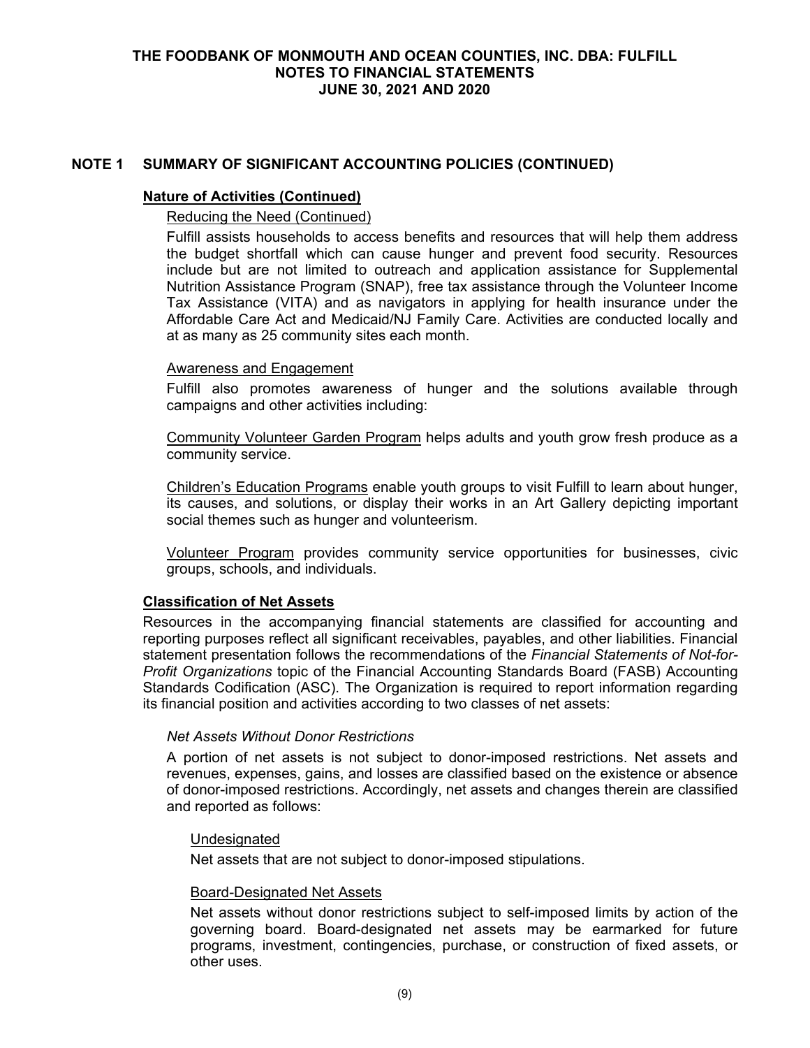## NOTE 1 SUMMARY OF SIGNIFICANT ACCOUNTING POLICIES (CONTINUED)

### Nature of Activities (Continued)

Reducing the Need (Continued)

Fulfill assists households to access benefits and resources that will help them address the budget shortfall which can cause hunger and prevent food security. Resources include but are not limited to outreach and application assistance for Supplemental Nutrition Assistance Program (SNAP), free tax assistance through the Volunteer Income Tax Assistance (VITA) and as navigators in applying for health insurance under the Affordable Care Act and Medicaid/NJ Family Care. Activities are conducted locally and at as many as 25 community sites each month.

Awareness and Engagement

Fulfill also promotes awareness of hunger and the solutions available through campaigns and other activities including:

Community Volunteer Garden Program helps adults and youth grow fresh produce as a community service.

Children's Education Programs enable youth groups to visit Fulfill to learn about hunger, its causes, and solutions, or display their works in an Art Gallery depicting important social themes such as hunger and volunteerism.

Volunteer Program provides community service opportunities for businesses, civic groups, schools, and individuals.

### Classification of Net Assets

Resources in the accompanying financial statements are classified for accounting and reporting purposes reflect all significant receivables, payables, and other liabilities. Financial statement presentation follows the recommendations of the *Financial Statements of Not-for-Profit Organizations* topic of the Financial Accounting Standards Board (FASB) Accounting Standards Codification (ASC). The Organization is required to report information regarding its financial position and activities according to two classes of net assets:

*Net Assets Without Donor Restrictions*

A portion of net assets is not subject to donor-imposed restrictions. Net assets and revenues, expenses, gains, and losses are classified based on the existence or absence of donor-imposed restrictions. Accordingly, net assets and changes therein are classified and reported as follows:

Undesignated

Net assets that are not subject to donor-imposed stipulations.

Board-Designated Net Assets

Net assets without donor restrictions subject to self-imposed limits by action of the governing board. Board-designated net assets may be earmarked for future programs, investment, contingencies, purchase, or construction of fixed assets, or other uses.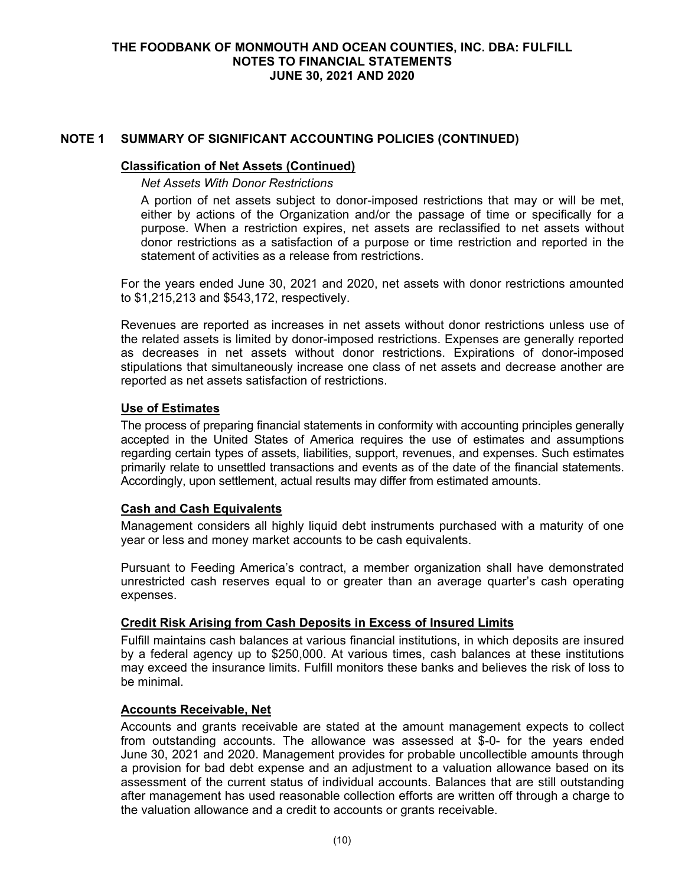## NOTE 1 SUMMARY OF SIGNIFICANT ACCOUNTING POLICIES (CONTINUED)

### Classification of Net Assets (Continued)

*Net Assets With Donor Restrictions*

A portion of net assets subject to donor-imposed restrictions that may or will be met, either by actions of the Organization and/or the passage of time or specifically for a purpose. When a restriction expires, net assets are reclassified to net assets without donor restrictions as a satisfaction of a purpose or time restriction and reported in the statement of activities as a release from restrictions.

For the years ended June 30, 2021 and 2020, net assets with donor restrictions amounted to $1,215,213 and $543,172, respectively.

Revenues are reported as increases in net assets without donor restrictions unless use of the related assets is limited by donor-imposed restrictions. Expenses are generally reported as decreases in net assets without donor restrictions. Expirations of donor-imposed stipulations that simultaneously increase one class of net assets and decrease another are reported as net assets satisfaction of restrictions.

### Use of Estimates

The process of preparing financial statements in conformity with accounting principles generally accepted in the United States of America requires the use of estimates and assumptions regarding certain types of assets, liabilities, support, revenues, and expenses. Such estimates primarily relate to unsettled transactions and events as of the date of the financial statements. Accordingly, upon settlement, actual results may differ from estimated amounts.

### Cash and Cash Equivalents

Management considers all highly liquid debt instruments purchased with a maturity of one year or less and money market accounts to be cash equivalents.

Pursuant to Feeding America's contract, a member organization shall have demonstrated unrestricted cash reserves equal to or greater than an average quarter's cash operating expenses.

### Credit Risk Arising from Cash Deposits in Excess of Insured Limits

Fulfill maintains cash balances at various financial institutions, in which deposits are insured by a federal agency up to $250,000. At various times, cash balances at these institutions may exceed the insurance limits. Fulfill monitors these banks and believes the risk of loss to be minimal.

### Accounts Receivable, Net

Accounts and grants receivable are stated at the amount management expects to collect from outstanding accounts. The allowance was assessed at $-0- for the years ended June 30, 2021 and 2020. Management provides for probable uncollectible amounts through a provision for bad debt expense and an adjustment to a valuation allowance based on its assessment of the current status of individual accounts. Balances that are still outstanding after management has used reasonable collection efforts are written off through a charge to the valuation allowance and a credit to accounts or grants receivable.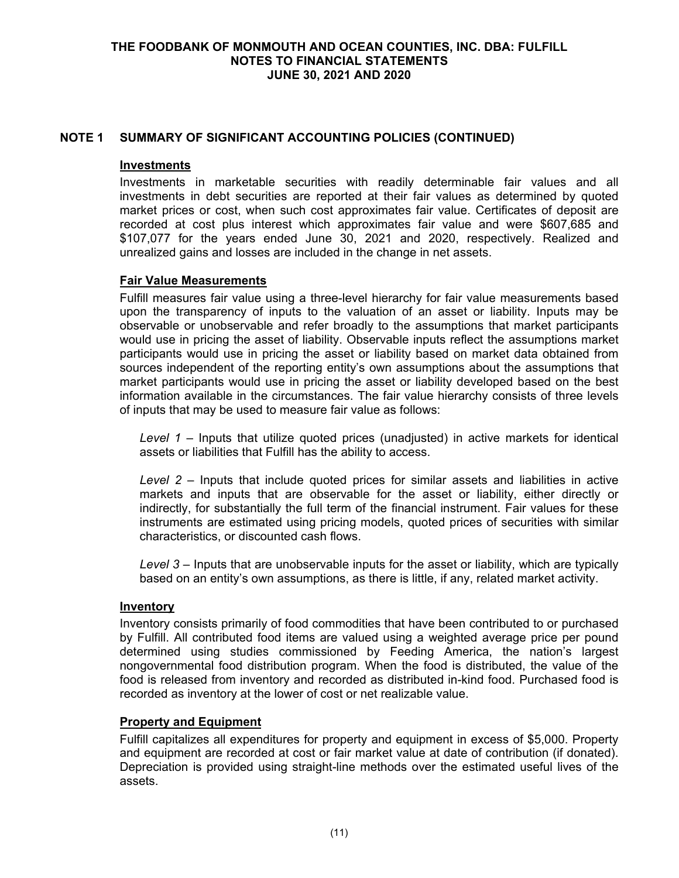## NOTE 1 SUMMARY OF SIGNIFICANT ACCOUNTING POLICIES (CONTINUED)

### Investments

Investments in marketable securities with readily determinable fair values and all investments in debt securities are reported at their fair values as determined by quoted market prices or cost, when such cost approximates fair value. Certificates of deposit are recorded at cost plus interest which approximates fair value and were $607,685 and $107,077 for the years ended June 30, 2021 and 2020, respectively. Realized and unrealized gains and losses are included in the change in net assets.

### Fair Value Measurements

Fulfill measures fair value using a three-level hierarchy for fair value measurements based upon the transparency of inputs to the valuation of an asset or liability. Inputs may be observable or unobservable and refer broadly to the assumptions that market participants would use in pricing the asset of liability. Observable inputs reflect the assumptions market participants would use in pricing the asset or liability based on market data obtained from sources independent of the reporting entity's own assumptions about the assumptions that market participants would use in pricing the asset or liability developed based on the best information available in the circumstances. The fair value hierarchy consists of three levels of inputs that may be used to measure fair value as follows:

*Level 1* – Inputs that utilize quoted prices (unadjusted) in active markets for identical assets or liabilities that Fulfill has the ability to access.

*Level 2* – Inputs that include quoted prices for similar assets and liabilities in active markets and inputs that are observable for the asset or liability, either directly or indirectly, for substantially the full term of the financial instrument. Fair values for these instruments are estimated using pricing models, quoted prices of securities with similar characteristics, or discounted cash flows.

*Level 3* – Inputs that are unobservable inputs for the asset or liability, which are typically based on an entity's own assumptions, as there is little, if any, related market activity.

### Inventory

Inventory consists primarily of food commodities that have been contributed to or purchased by Fulfill. All contributed food items are valued using a weighted average price per pound determined using studies commissioned by Feeding America, the nation's largest nongovernmental food distribution program. When the food is distributed, the value of the food is released from inventory and recorded as distributed in-kind food. Purchased food is recorded as inventory at the lower of cost or net realizable value.

### Property and Equipment

Fulfill capitalizes all expenditures for property and equipment in excess of $5,000. Property and equipment are recorded at cost or fair market value at date of contribution (if donated). Depreciation is provided using straight-line methods over the estimated useful lives of the assets.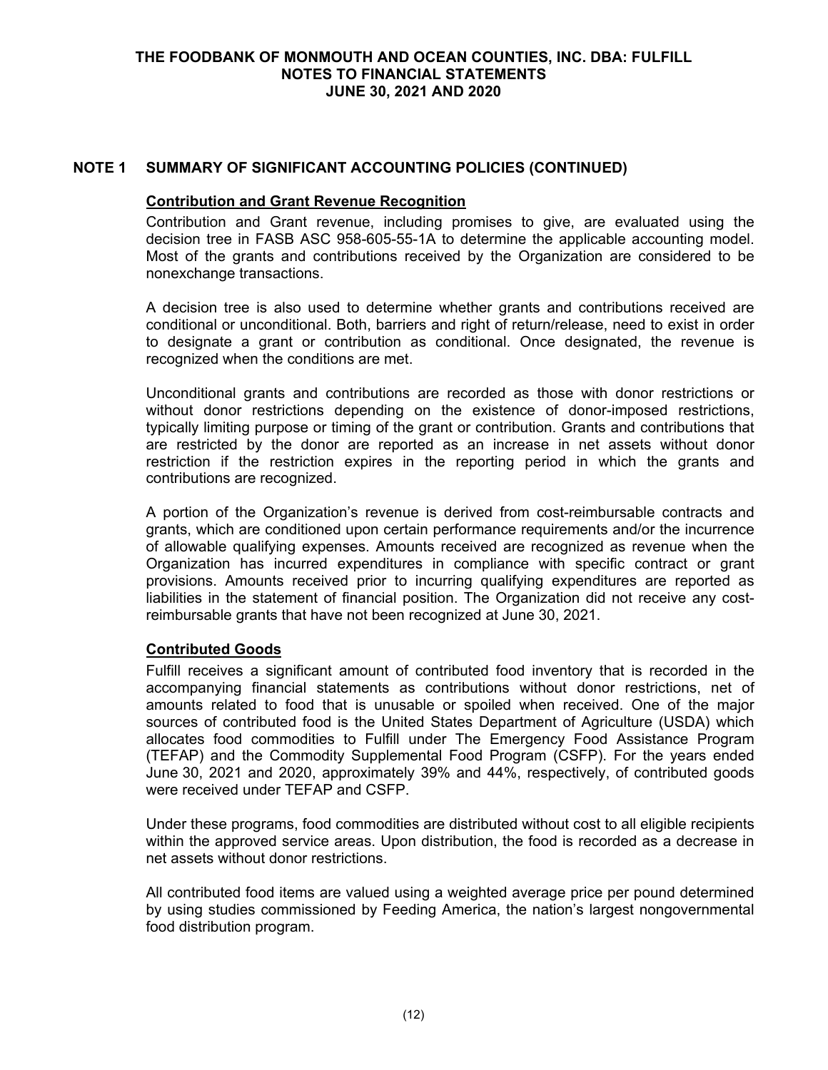## NOTE 1 SUMMARY OF SIGNIFICANT ACCOUNTING POLICIES (CONTINUED)

### Contribution and Grant Revenue Recognition

Contribution and Grant revenue, including promises to give, are evaluated using the decision tree in FASB ASC 958-605-55-1A to determine the applicable accounting model. Most of the grants and contributions received by the Organization are considered to be nonexchange transactions.

A decision tree is also used to determine whether grants and contributions received are conditional or unconditional. Both, barriers and right of return/release, need to exist in order to designate a grant or contribution as conditional. Once designated, the revenue is recognized when the conditions are met.

Unconditional grants and contributions are recorded as those with donor restrictions or without donor restrictions depending on the existence of donor-imposed restrictions, typically limiting purpose or timing of the grant or contribution. Grants and contributions that are restricted by the donor are reported as an increase in net assets without donor restriction if the restriction expires in the reporting period in which the grants and contributions are recognized.

A portion of the Organization's revenue is derived from cost-reimbursable contracts and grants, which are conditioned upon certain performance requirements and/or the incurrence of allowable qualifying expenses. Amounts received are recognized as revenue when the Organization has incurred expenditures in compliance with specific contract or grant provisions. Amounts received prior to incurring qualifying expenditures are reported as liabilities in the statement of financial position. The Organization did not receive any cost-reimbursable grants that have not been recognized at June 30, 2021.

### Contributed Goods

Fulfill receives a significant amount of contributed food inventory that is recorded in the accompanying financial statements as contributions without donor restrictions, net of amounts related to food that is unusable or spoiled when received. One of the major sources of contributed food is the United States Department of Agriculture (USDA) which allocates food commodities to Fulfill under The Emergency Food Assistance Program (TEFAP) and the Commodity Supplemental Food Program (CSFP). For the years ended June 30, 2021 and 2020, approximately 39% and 44%, respectively, of contributed goods were received under TEFAP and CSFP.

Under these programs, food commodities are distributed without cost to all eligible recipients within the approved service areas. Upon distribution, the food is recorded as a decrease in net assets without donor restrictions.

All contributed food items are valued using a weighted average price per pound determined by using studies commissioned by Feeding America, the nation's largest nongovernmental food distribution program.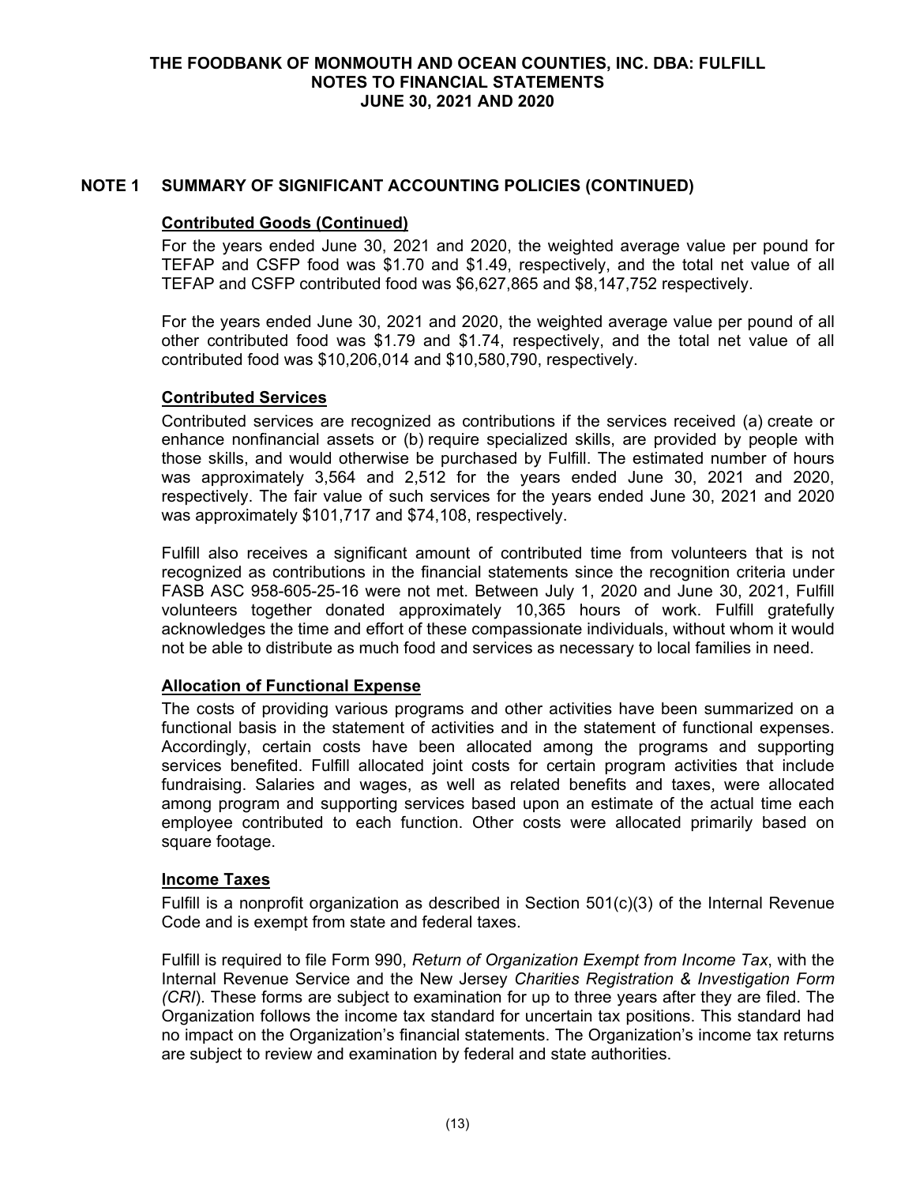## NOTE 1 SUMMARY OF SIGNIFICANT ACCOUNTING POLICIES (CONTINUED)

### Contributed Goods (Continued)

For the years ended June 30, 2021 and 2020, the weighted average value per pound for TEFAP and CSFP food was $1.70 and $1.49, respectively, and the total net value of all TEFAP and CSFP contributed food was $6,627,865 and $8,147,752 respectively.

For the years ended June 30, 2021 and 2020, the weighted average value per pound of all other contributed food was $1.79 and $1.74, respectively, and the total net value of all contributed food was $10,206,014 and $10,580,790, respectively.

### Contributed Services

Contributed services are recognized as contributions if the services received (a) create or enhance nonfinancial assets or (b) require specialized skills, are provided by people with those skills, and would otherwise be purchased by Fulfill. The estimated number of hours was approximately 3,564 and 2,512 for the years ended June 30, 2021 and 2020, respectively. The fair value of such services for the years ended June 30, 2021 and 2020 was approximately $101,717 and $74,108, respectively.

Fulfill also receives a significant amount of contributed time from volunteers that is not recognized as contributions in the financial statements since the recognition criteria under FASB ASC 958-605-25-16 were not met. Between July 1, 2020 and June 30, 2021, Fulfill volunteers together donated approximately 10,365 hours of work. Fulfill gratefully acknowledges the time and effort of these compassionate individuals, without whom it would not be able to distribute as much food and services as necessary to local families in need.

### Allocation of Functional Expense

The costs of providing various programs and other activities have been summarized on a functional basis in the statement of activities and in the statement of functional expenses. Accordingly, certain costs have been allocated among the programs and supporting services benefited. Fulfill allocated joint costs for certain program activities that include fundraising. Salaries and wages, as well as related benefits and taxes, were allocated among program and supporting services based upon an estimate of the actual time each employee contributed to each function. Other costs were allocated primarily based on square footage.

### Income Taxes

Fulfill is a nonprofit organization as described in Section 501(c)(3) of the Internal Revenue Code and is exempt from state and federal taxes.

Fulfill is required to file Form 990, *Return of Organization Exempt from Income Tax*, with the Internal Revenue Service and the New Jersey *Charities Registration & Investigation Form (CRI*). These forms are subject to examination for up to three years after they are filed. The Organization follows the income tax standard for uncertain tax positions. This standard had no impact on the Organization's financial statements. The Organization's income tax returns are subject to review and examination by federal and state authorities.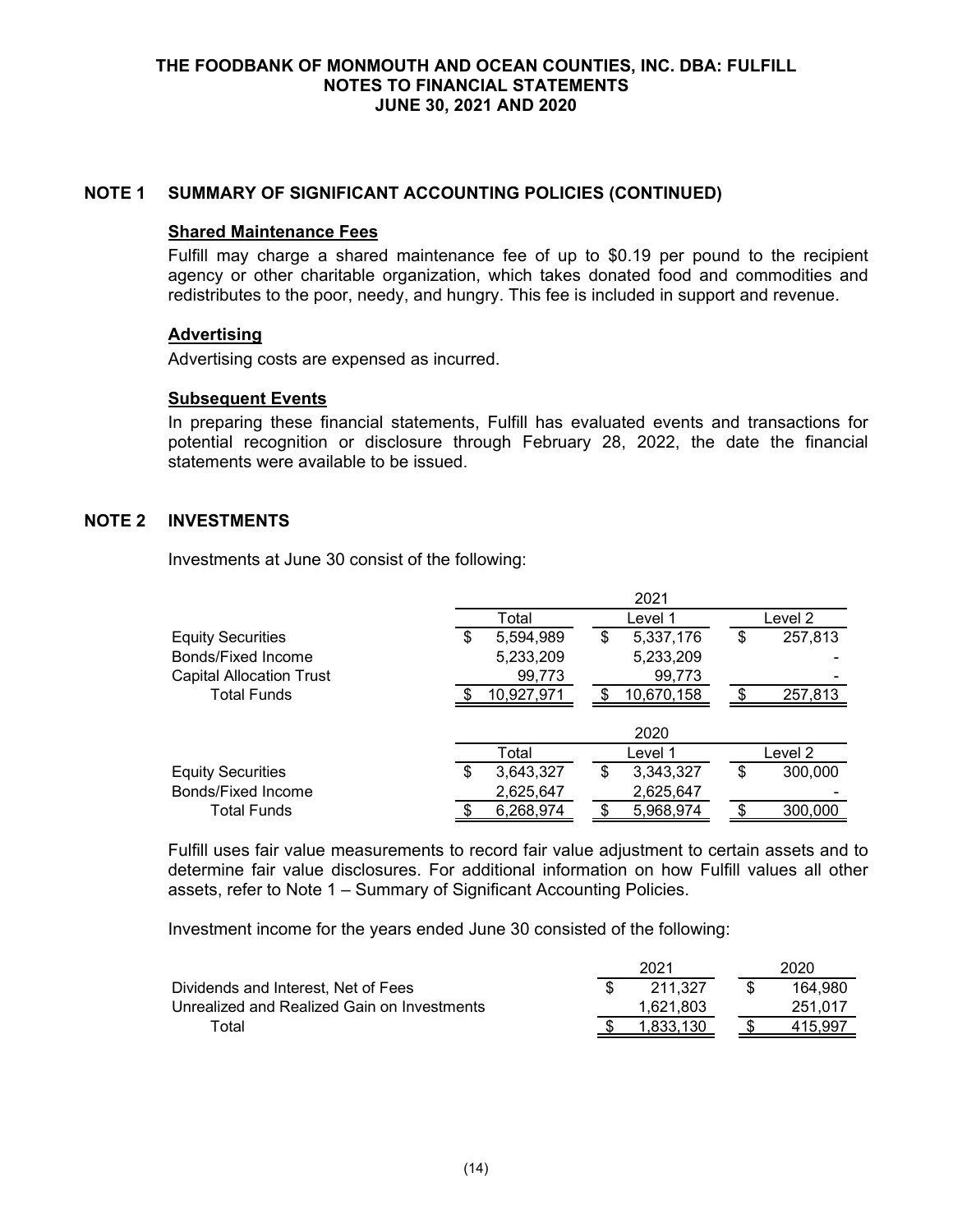## NOTE 1 SUMMARY OF SIGNIFICANT ACCOUNTING POLICIES (CONTINUED)

### Shared Maintenance Fees

Fulfill may charge a shared maintenance fee of up to $0.19 per pound to the recipient agency or other charitable organization, which takes donated food and commodities and redistributes to the poor, needy, and hungry. This fee is included in support and revenue.

### Advertising

Advertising costs are expensed as incurred.

### Subsequent Events

In preparing these financial statements, Fulfill has evaluated events and transactions for potential recognition or disclosure through February 28, 2022, the date the financial statements were available to be issued.

## NOTE 2 INVESTMENTS

Investments at June 30 consist of the following:

| | 2021 | | |
|---|---|---|---|
| | Total | Level 1 | Level 2 |
| Equity Securities | $ 5,594,989 | $ 5,337,176 | $ 257,813 |
| Bonds/Fixed Income | 5,233,209 | 5,233,209 | - |
| Capital Allocation Trust | 99,773 | 99,773 | - |
| Total Funds | $ 10,927,971 | $ 10,670,158 | $ 257,813 |

| | 2020 | | |
|---|---|---|---|
| | Total | Level 1 | Level 2 |
| Equity Securities | $ 3,643,327 | $ 3,343,327 | $ 300,000 |
| Bonds/Fixed Income | 2,625,647 | 2,625,647 | - |
| Total Funds | $ 6,268,974 | $ 5,968,974 | $ 300,000 |

Fulfill uses fair value measurements to record fair value adjustment to certain assets and to determine fair value disclosures. For additional information on how Fulfill values all other assets, refer to Note 1 – Summary of Significant Accounting Policies.

Investment income for the years ended June 30 consisted of the following:

| | 2021 | 2020 |
|---|---|---|
| Dividends and Interest, Net of Fees | $ 211,327 | $ 164,980 |
| Unrealized and Realized Gain on Investments | 1,621,803 | 251,017 |
| Total | $ 1,833,130 | $ 415,997 |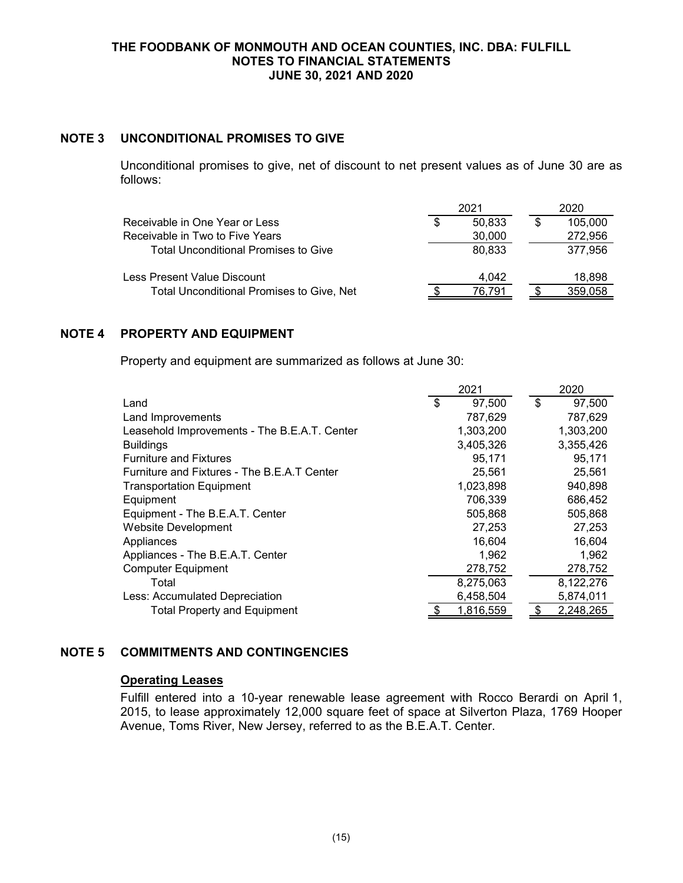## NOTE 3 UNCONDITIONAL PROMISES TO GIVE

Unconditional promises to give, net of discount to net present values as of June 30 are as follows:

| | 2021 | 2020 |
|---|---|---|
| Receivable in One Year or Less | $ 50,833 | $ 105,000 |
| Receivable in Two to Five Years | 30,000 | 272,956 |
| Total Unconditional Promises to Give | 80,833 | 377,956 |
| Less Present Value Discount | 4,042 | 18,898 |
| Total Unconditional Promises to Give, Net | $ 76,791 | $ 359,058 |

## NOTE 4 PROPERTY AND EQUIPMENT

Property and equipment are summarized as follows at June 30:

| | 2021 | 2020 |
|---|---|---|
| Land | $ 97,500 | $ 97,500 |
| Land Improvements | 787,629 | 787,629 |
| Leasehold Improvements - The B.E.A.T. Center | 1,303,200 | 1,303,200 |
| Buildings | 3,405,326 | 3,355,426 |
| Furniture and Fixtures | 95,171 | 95,171 |
| Furniture and Fixtures - The B.E.A.T Center | 25,561 | 25,561 |
| Transportation Equipment | 1,023,898 | 940,898 |
| Equipment | 706,339 | 686,452 |
| Equipment - The B.E.A.T. Center | 505,868 | 505,868 |
| Website Development | 27,253 | 27,253 |
| Appliances | 16,604 | 16,604 |
| Appliances - The B.E.A.T. Center | 1,962 | 1,962 |
| Computer Equipment | 278,752 | 278,752 |
| Total | 8,275,063 | 8,122,276 |
| Less: Accumulated Depreciation | 6,458,504 | 5,874,011 |
| Total Property and Equipment | $ 1,816,559 | $ 2,248,265 |

## NOTE 5 COMMITMENTS AND CONTINGENCIES

### Operating Leases

Fulfill entered into a 10-year renewable lease agreement with Rocco Berardi on April 1, 2015, to lease approximately 12,000 square feet of space at Silverton Plaza, 1769 Hooper Avenue, Toms River, New Jersey, referred to as the B.E.A.T. Center.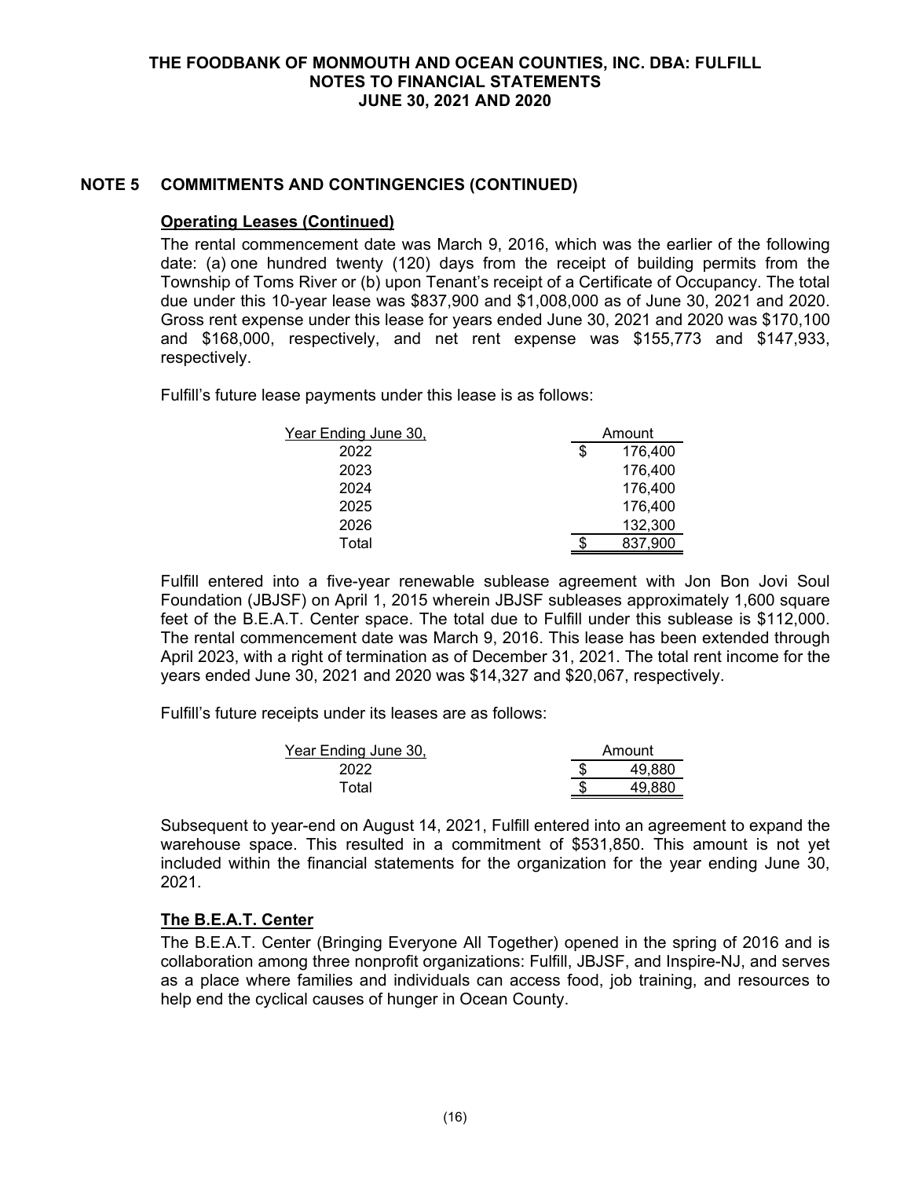## NOTE 5 COMMITMENTS AND CONTINGENCIES (CONTINUED)

### Operating Leases (Continued)

The rental commencement date was March 9, 2016, which was the earlier of the following date: (a) one hundred twenty (120) days from the receipt of building permits from the Township of Toms River or (b) upon Tenant's receipt of a Certificate of Occupancy. The total due under this 10-year lease was $837,900 and $1,008,000 as of June 30, 2021 and 2020. Gross rent expense under this lease for years ended June 30, 2021 and 2020 was $170,100 and $168,000, respectively, and net rent expense was $155,773 and $147,933, respectively.

Fulfill's future lease payments under this lease is as follows:

| Year Ending June 30, | Amount |
|---|---|
| 2022 | $ 176,400 |
| 2023 | 176,400 |
| 2024 | 176,400 |
| 2025 | 176,400 |
| 2026 | 132,300 |
| Total | $ 837,900 |

Fulfill entered into a five-year renewable sublease agreement with Jon Bon Jovi Soul Foundation (JBJSF) on April 1, 2015 wherein JBJSF subleases approximately 1,600 square feet of the B.E.A.T. Center space. The total due to Fulfill under this sublease is $112,000. The rental commencement date was March 9, 2016. This lease has been extended through April 2023, with a right of termination as of December 31, 2021. The total rent income for the years ended June 30, 2021 and 2020 was $14,327 and $20,067, respectively.

Fulfill's future receipts under its leases are as follows:

| Year Ending June 30, | Amount |
|---|---|
| 2022 | $ 49,880 |
| Total | $ 49,880 |

Subsequent to year-end on August 14, 2021, Fulfill entered into an agreement to expand the warehouse space. This resulted in a commitment of $531,850. This amount is not yet included within the financial statements for the organization for the year ending June 30, 2021.

### The B.E.A.T. Center

The B.E.A.T. Center (Bringing Everyone All Together) opened in the spring of 2016 and is collaboration among three nonprofit organizations: Fulfill, JBJSF, and Inspire-NJ, and serves as a place where families and individuals can access food, job training, and resources to help end the cyclical causes of hunger in Ocean County.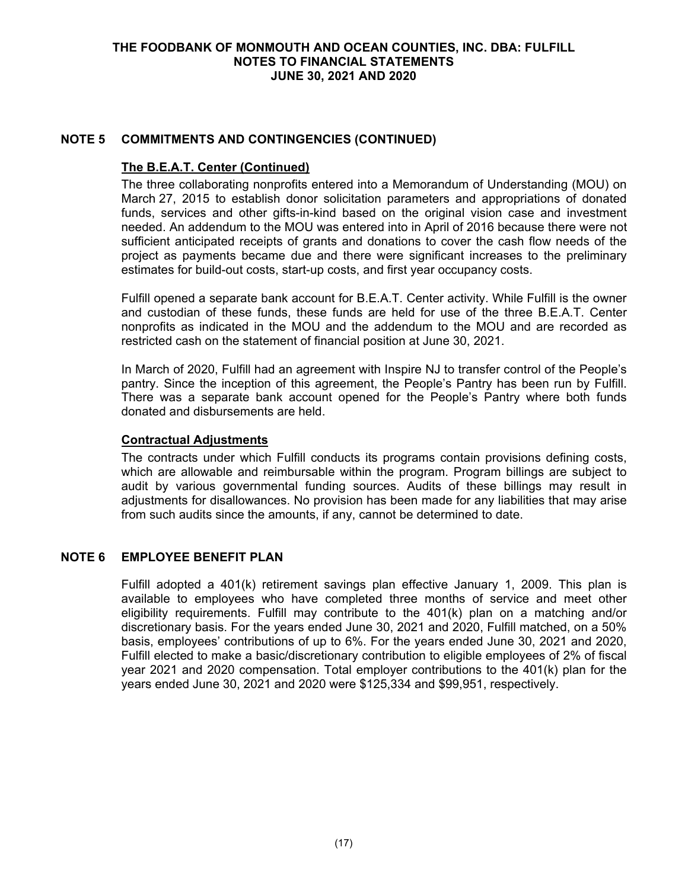## NOTE 5 COMMITMENTS AND CONTINGENCIES (CONTINUED)

### The B.E.A.T. Center (Continued)

The three collaborating nonprofits entered into a Memorandum of Understanding (MOU) on March 27, 2015 to establish donor solicitation parameters and appropriations of donated funds, services and other gifts-in-kind based on the original vision case and investment needed. An addendum to the MOU was entered into in April of 2016 because there were not sufficient anticipated receipts of grants and donations to cover the cash flow needs of the project as payments became due and there were significant increases to the preliminary estimates for build-out costs, start-up costs, and first year occupancy costs.

Fulfill opened a separate bank account for B.E.A.T. Center activity. While Fulfill is the owner and custodian of these funds, these funds are held for use of the three B.E.A.T. Center nonprofits as indicated in the MOU and the addendum to the MOU and are recorded as restricted cash on the statement of financial position at June 30, 2021.

In March of 2020, Fulfill had an agreement with Inspire NJ to transfer control of the People's pantry. Since the inception of this agreement, the People's Pantry has been run by Fulfill. There was a separate bank account opened for the People's Pantry where both funds donated and disbursements are held.

### Contractual Adjustments

The contracts under which Fulfill conducts its programs contain provisions defining costs, which are allowable and reimbursable within the program. Program billings are subject to audit by various governmental funding sources. Audits of these billings may result in adjustments for disallowances. No provision has been made for any liabilities that may arise from such audits since the amounts, if any, cannot be determined to date.

## NOTE 6 EMPLOYEE BENEFIT PLAN

Fulfill adopted a 401(k) retirement savings plan effective January 1, 2009. This plan is available to employees who have completed three months of service and meet other eligibility requirements. Fulfill may contribute to the 401(k) plan on a matching and/or discretionary basis. For the years ended June 30, 2021 and 2020, Fulfill matched, on a 50% basis, employees' contributions of up to 6%. For the years ended June 30, 2021 and 2020, Fulfill elected to make a basic/discretionary contribution to eligible employees of 2% of fiscal year 2021 and 2020 compensation. Total employer contributions to the 401(k) plan for the years ended June 30, 2021 and 2020 were $125,334 and $99,951, respectively.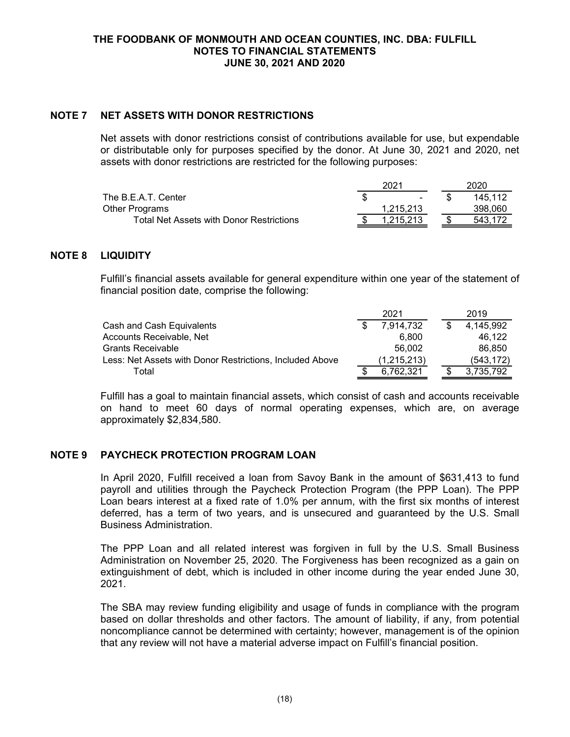## NOTE 7 NET ASSETS WITH DONOR RESTRICTIONS

Net assets with donor restrictions consist of contributions available for use, but expendable or distributable only for purposes specified by the donor. At June 30, 2021 and 2020, net assets with donor restrictions are restricted for the following purposes:

| | 2021 | 2020 |
|---|---|---|
| The B.E.A.T. Center | $ - | $ 145,112 |
| Other Programs | 1,215,213 | 398,060 |
| Total Net Assets with Donor Restrictions | $ 1,215,213 | $ 543,172 |

## NOTE 8 LIQUIDITY

Fulfill's financial assets available for general expenditure within one year of the statement of financial position date, comprise the following:

| | 2021 | 2019 |
|---|---|---|
| Cash and Cash Equivalents | $ 7,914,732 | $ 4,145,992 |
| Accounts Receivable, Net | 6,800 | 46,122 |
| Grants Receivable | 56,002 | 86,850 |
| Less: Net Assets with Donor Restrictions, Included Above | (1,215,213) | (543,172) |
| Total | $ 6,762,321 | $ 3,735,792 |

Fulfill has a goal to maintain financial assets, which consist of cash and accounts receivable on hand to meet 60 days of normal operating expenses, which are, on average approximately $2,834,580.

## NOTE 9 PAYCHECK PROTECTION PROGRAM LOAN

In April 2020, Fulfill received a loan from Savoy Bank in the amount of $631,413 to fund payroll and utilities through the Paycheck Protection Program (the PPP Loan). The PPP Loan bears interest at a fixed rate of 1.0% per annum, with the first six months of interest deferred, has a term of two years, and is unsecured and guaranteed by the U.S. Small Business Administration.

The PPP Loan and all related interest was forgiven in full by the U.S. Small Business Administration on November 25, 2020. The Forgiveness has been recognized as a gain on extinguishment of debt, which is included in other income during the year ended June 30, 2021.

The SBA may review funding eligibility and usage of funds in compliance with the program based on dollar thresholds and other factors. The amount of liability, if any, from potential noncompliance cannot be determined with certainty; however, management is of the opinion that any review will not have a material adverse impact on Fulfill's financial position.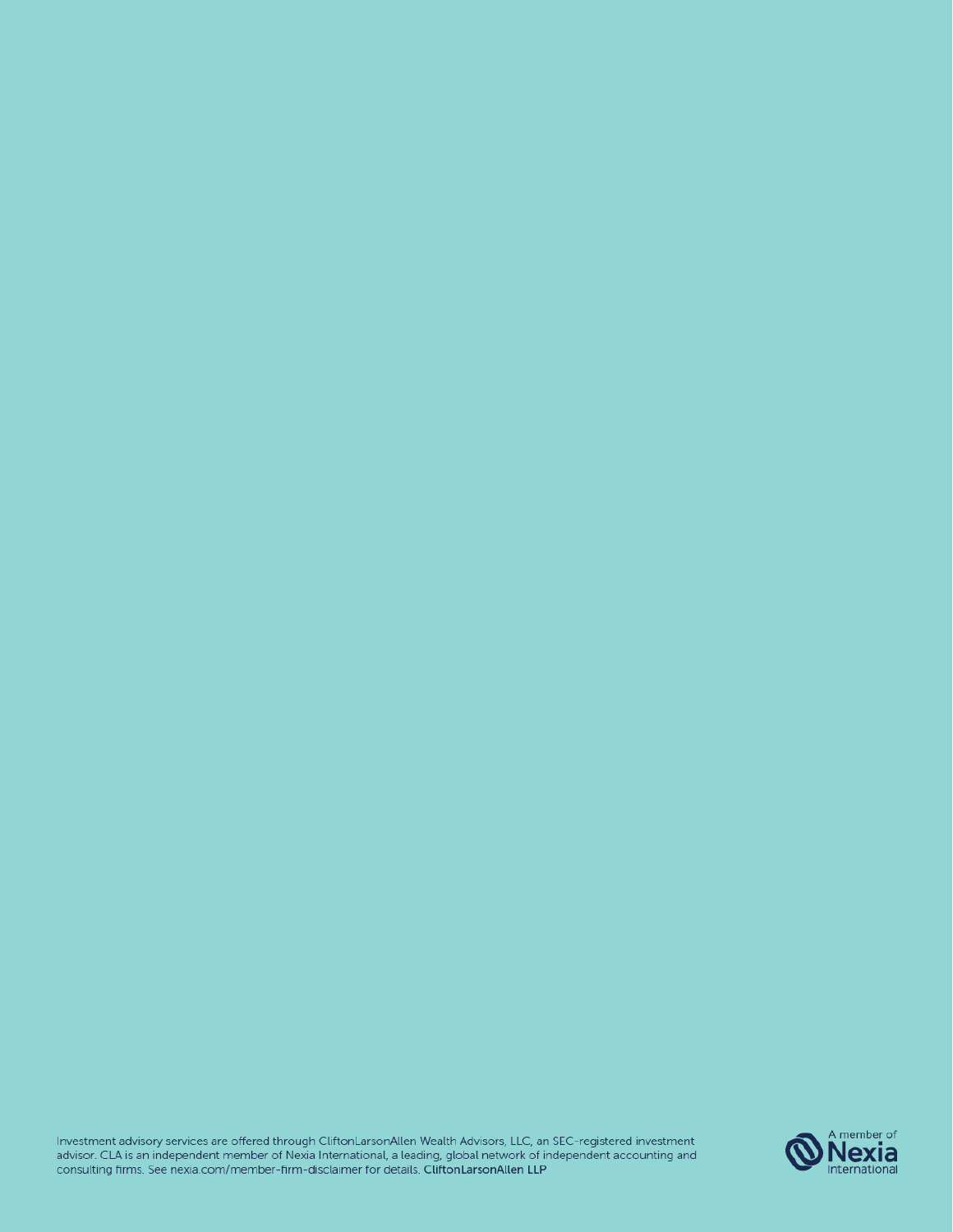Investment advisory services are offered through CliftonLarsonAllen Wealth Advisors, LLC, an SEC-registered investment advisor. CLA is an independent member of Nexia International, a leading, global network of independent accounting and consulting firms. See nexia.com/member-firm-disclaimer for details. **CliftonLarsonAllen LLP**

A member of Nexia International